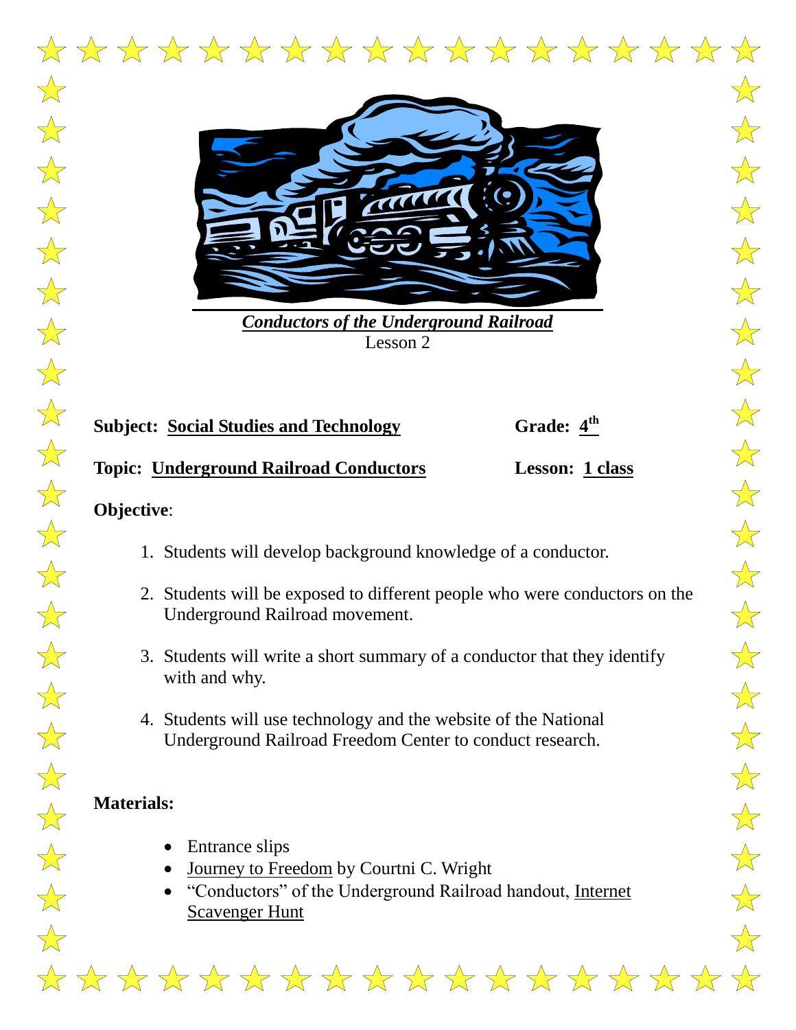***Conductors of the Underground Railroad***

Lesson 2

**Subject: Social Studies and Technology** **Grade: 4th**

**Topic: Underground Railroad Conductors** **Lesson: 1 class**

**Objective**:

1. Students will develop background knowledge of a conductor.
2. Students will be exposed to different people who were conductors on the Underground Railroad movement.
3. Students will write a short summary of a conductor that they identify with and why.
4. Students will use technology and the website of the National Underground Railroad Freedom Center to conduct research.

**Materials:**

- Entrance slips
- Journey to Freedom by Courtni C. Wright
- "Conductors" of the Underground Railroad handout, Internet Scavenger Hunt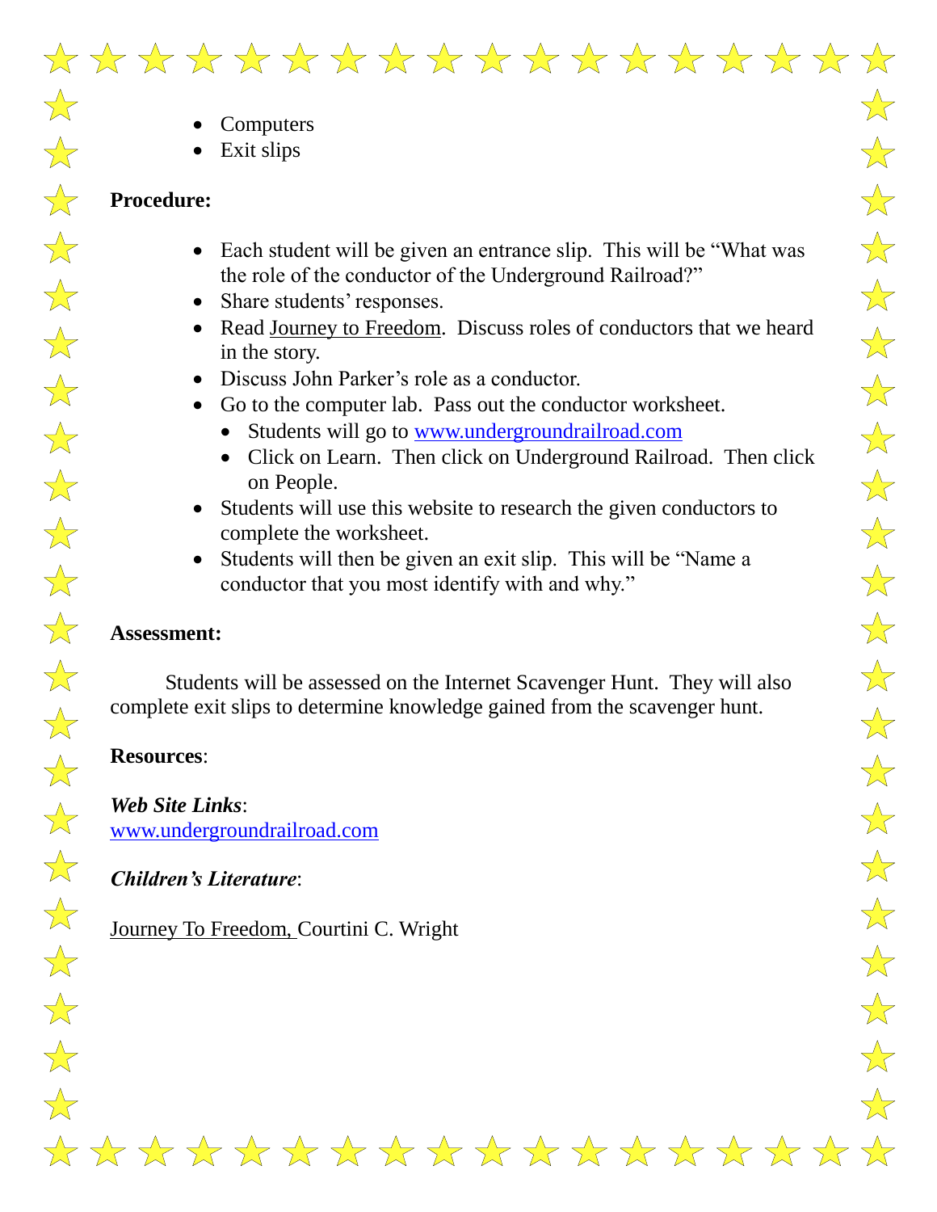- Computers
- Exit slips

**Procedure:**

- Each student will be given an entrance slip. This will be "What was the role of the conductor of the Underground Railroad?"
- Share students' responses.
- Read Journey to Freedom. Discuss roles of conductors that we heard in the story.
- Discuss John Parker's role as a conductor.
- Go to the computer lab. Pass out the conductor worksheet.
  - Students will go to www.undergroundrailroad.com
  - Click on Learn. Then click on Underground Railroad. Then click on People.
- Students will use this website to research the given conductors to complete the worksheet.
- Students will then be given an exit slip. This will be "Name a conductor that you most identify with and why."

**Assessment:**

Students will be assessed on the Internet Scavenger Hunt. They will also complete exit slips to determine knowledge gained from the scavenger hunt.

**Resources**:

***Web Site Links***:
www.undergroundrailroad.com

***Children's Literature***:

Journey To Freedom, Courtini C. Wright